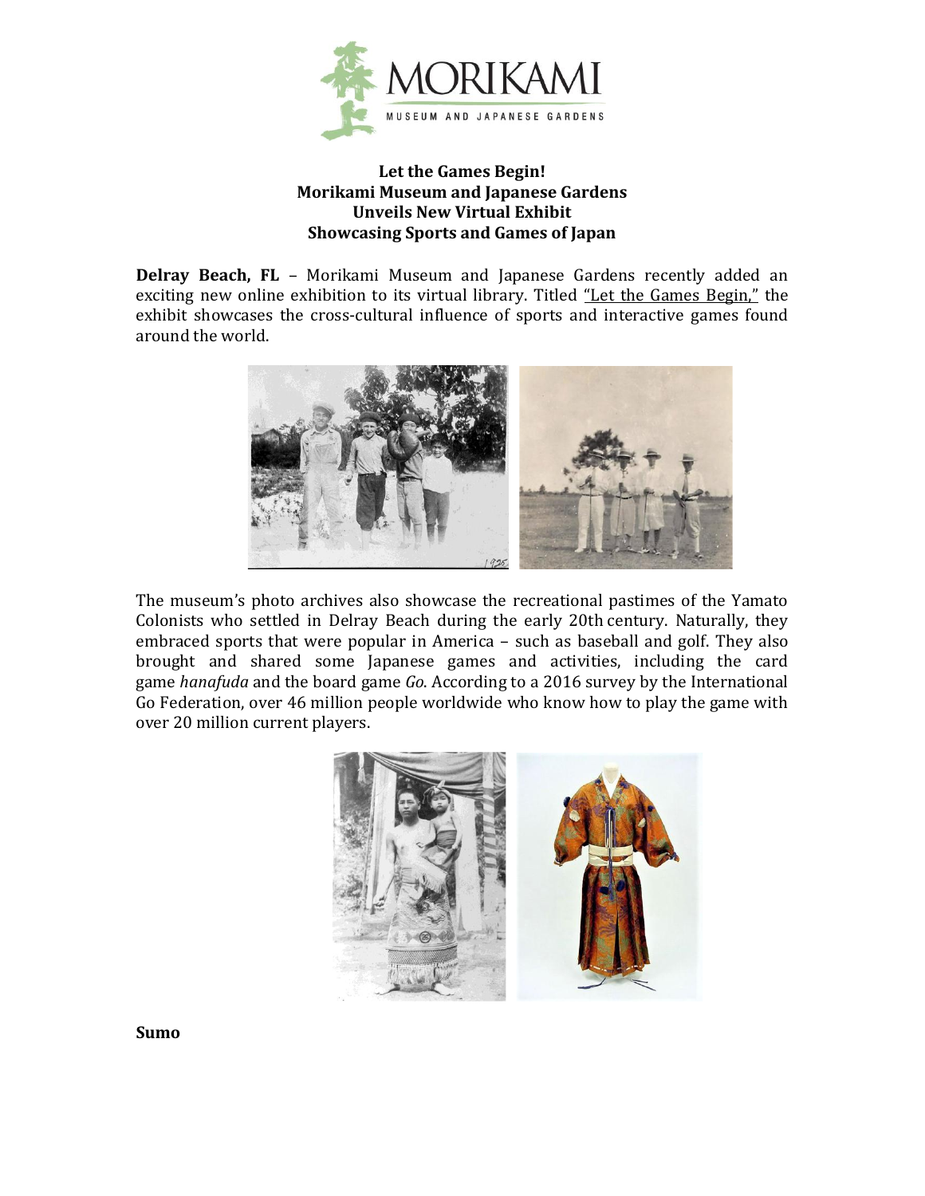# Let the Games Begin!
# Morikami Museum and Japanese Gardens
# Unveils New Virtual Exhibit
# Showcasing Sports and Games of Japan

**Delray Beach, FL** – Morikami Museum and Japanese Gardens recently added an exciting new online exhibition to its virtual library. Titled "Let the Games Begin," the exhibit showcases the cross-cultural influence of sports and interactive games found around the world.

The museum's photo archives also showcase the recreational pastimes of the Yamato Colonists who settled in Delray Beach during the early 20th century. Naturally, they embraced sports that were popular in America – such as baseball and golf. They also brought and shared some Japanese games and activities, including the card game *hanafuda* and the board game *Go*. According to a 2016 survey by the International Go Federation, over 46 million people worldwide who know how to play the game with over 20 million current players.

**Sumo**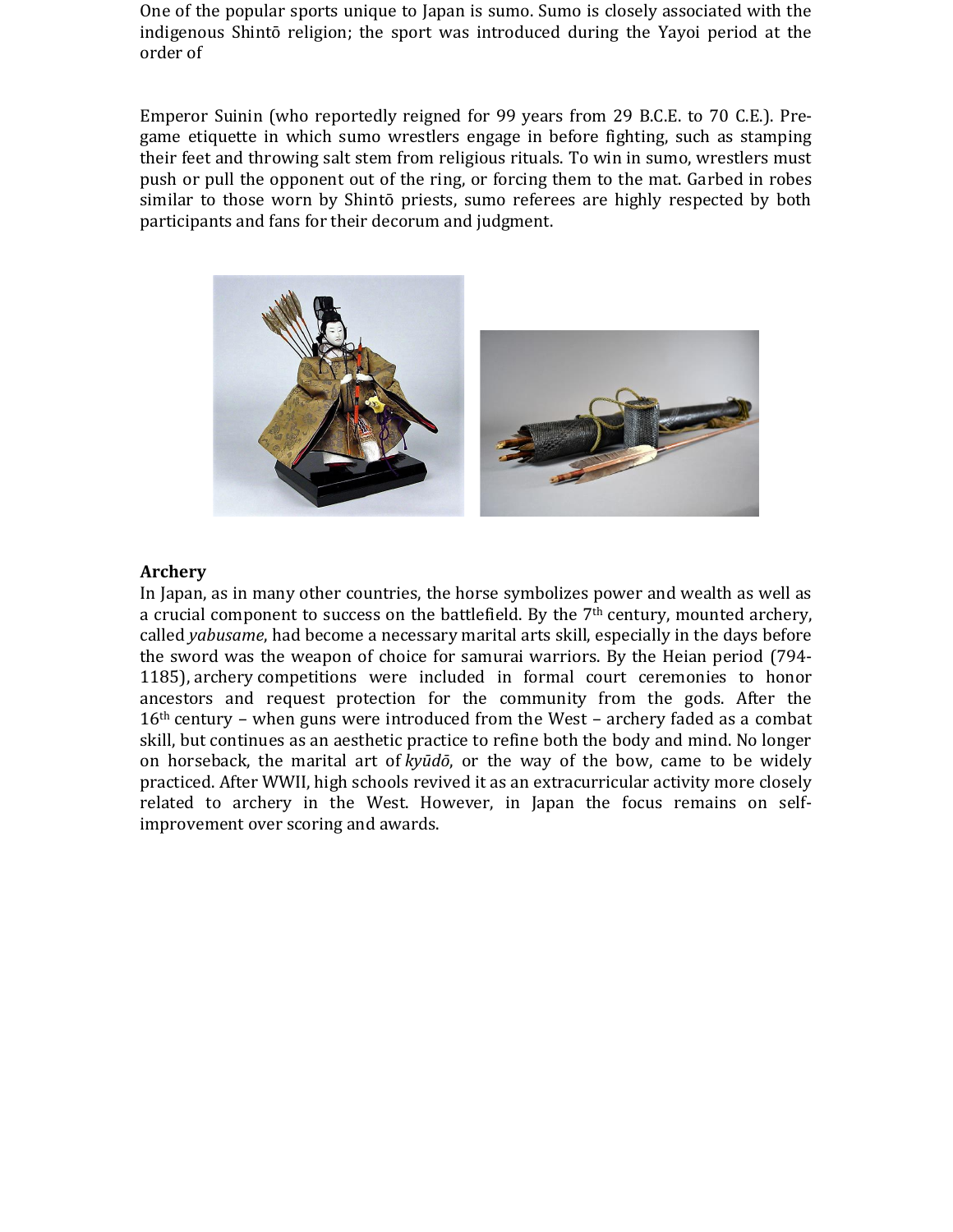One of the popular sports unique to Japan is sumo. Sumo is closely associated with the indigenous Shintō religion; the sport was introduced during the Yayoi period at the order of

Emperor Suinin (who reportedly reigned for 99 years from 29 B.C.E. to 70 C.E.). Pre-game etiquette in which sumo wrestlers engage in before fighting, such as stamping their feet and throwing salt stem from religious rituals. To win in sumo, wrestlers must push or pull the opponent out of the ring, or forcing them to the mat. Garbed in robes similar to those worn by Shintō priests, sumo referees are highly respected by both participants and fans for their decorum and judgment.

**Archery**

In Japan, as in many other countries, the horse symbolizes power and wealth as well as a crucial component to success on the battlefield. By the 7th century, mounted archery, called *yabusame*, had become a necessary marital arts skill, especially in the days before the sword was the weapon of choice for samurai warriors. By the Heian period (794-1185), archery competitions were included in formal court ceremonies to honor ancestors and request protection for the community from the gods. After the 16th century – when guns were introduced from the West – archery faded as a combat skill, but continues as an aesthetic practice to refine both the body and mind. No longer on horseback, the marital art of *kyūdō*, or the way of the bow, came to be widely practiced. After WWII, high schools revived it as an extracurricular activity more closely related to archery in the West. However, in Japan the focus remains on self-improvement over scoring and awards.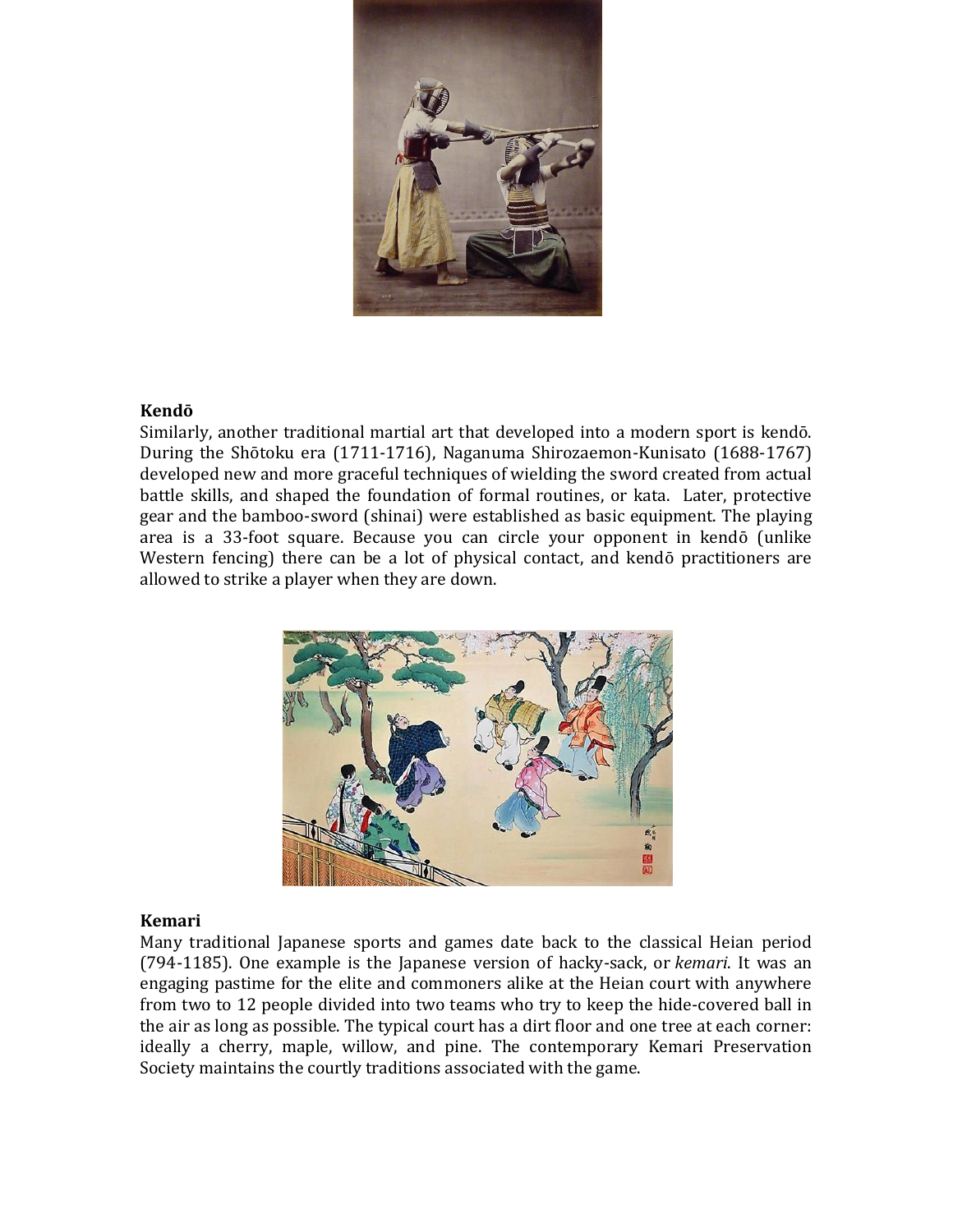**Kendō**

Similarly, another traditional martial art that developed into a modern sport is kendō. During the Shōtoku era (1711-1716), Naganuma Shirozaemon-Kunisato (1688-1767) developed new and more graceful techniques of wielding the sword created from actual battle skills, and shaped the foundation of formal routines, or kata. Later, protective gear and the bamboo-sword (shinai) were established as basic equipment. The playing area is a 33-foot square. Because you can circle your opponent in kendō (unlike Western fencing) there can be a lot of physical contact, and kendō practitioners are allowed to strike a player when they are down.

**Kemari**

Many traditional Japanese sports and games date back to the classical Heian period (794-1185). One example is the Japanese version of hacky-sack, or *kemari*. It was an engaging pastime for the elite and commoners alike at the Heian court with anywhere from two to 12 people divided into two teams who try to keep the hide-covered ball in the air as long as possible. The typical court has a dirt floor and one tree at each corner: ideally a cherry, maple, willow, and pine. The contemporary Kemari Preservation Society maintains the courtly traditions associated with the game.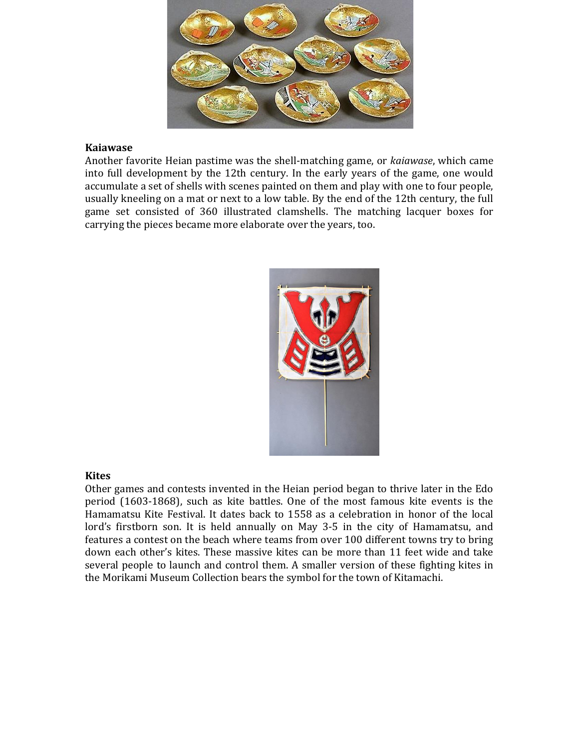**Kaiawase**

Another favorite Heian pastime was the shell-matching game, or *kaiawase*, which came into full development by the 12th century. In the early years of the game, one would accumulate a set of shells with scenes painted on them and play with one to four people, usually kneeling on a mat or next to a low table. By the end of the 12th century, the full game set consisted of 360 illustrated clamshells. The matching lacquer boxes for carrying the pieces became more elaborate over the years, too.

**Kites**

Other games and contests invented in the Heian period began to thrive later in the Edo period (1603-1868), such as kite battles. One of the most famous kite events is the Hamamatsu Kite Festival. It dates back to 1558 as a celebration in honor of the local lord's firstborn son. It is held annually on May 3-5 in the city of Hamamatsu, and features a contest on the beach where teams from over 100 different towns try to bring down each other's kites. These massive kites can be more than 11 feet wide and take several people to launch and control them. A smaller version of these fighting kites in the Morikami Museum Collection bears the symbol for the town of Kitamachi.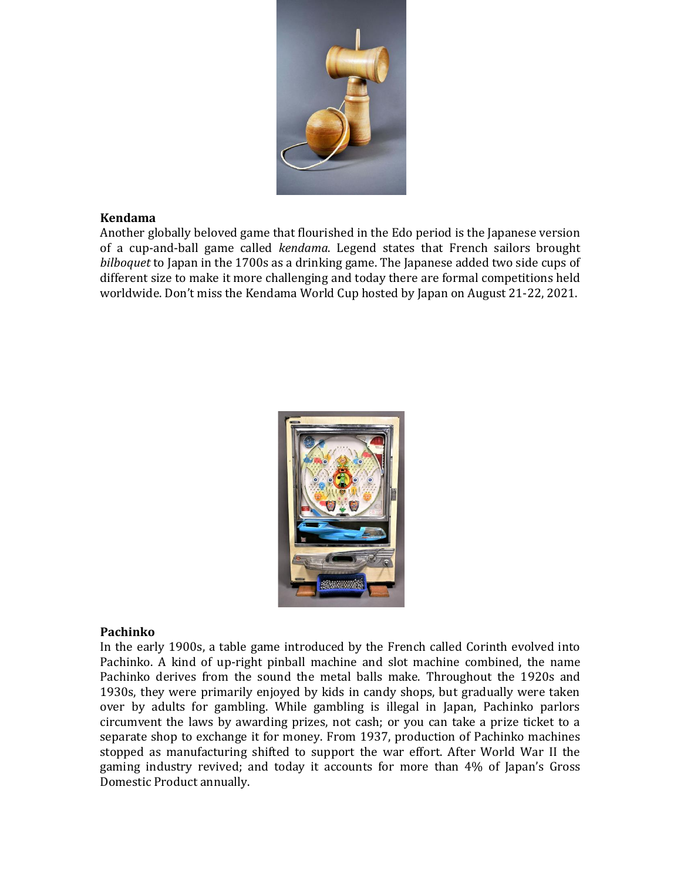**Kendama**

Another globally beloved game that flourished in the Edo period is the Japanese version of a cup-and-ball game called *kendama*. Legend states that French sailors brought *bilboquet* to Japan in the 1700s as a drinking game. The Japanese added two side cups of different size to make it more challenging and today there are formal competitions held worldwide. Don't miss the Kendama World Cup hosted by Japan on August 21-22, 2021.

**Pachinko**

In the early 1900s, a table game introduced by the French called Corinth evolved into Pachinko. A kind of up-right pinball machine and slot machine combined, the name Pachinko derives from the sound the metal balls make. Throughout the 1920s and 1930s, they were primarily enjoyed by kids in candy shops, but gradually were taken over by adults for gambling. While gambling is illegal in Japan, Pachinko parlors circumvent the laws by awarding prizes, not cash; or you can take a prize ticket to a separate shop to exchange it for money. From 1937, production of Pachinko machines stopped as manufacturing shifted to support the war effort. After World War II the gaming industry revived; and today it accounts for more than 4% of Japan's Gross Domestic Product annually.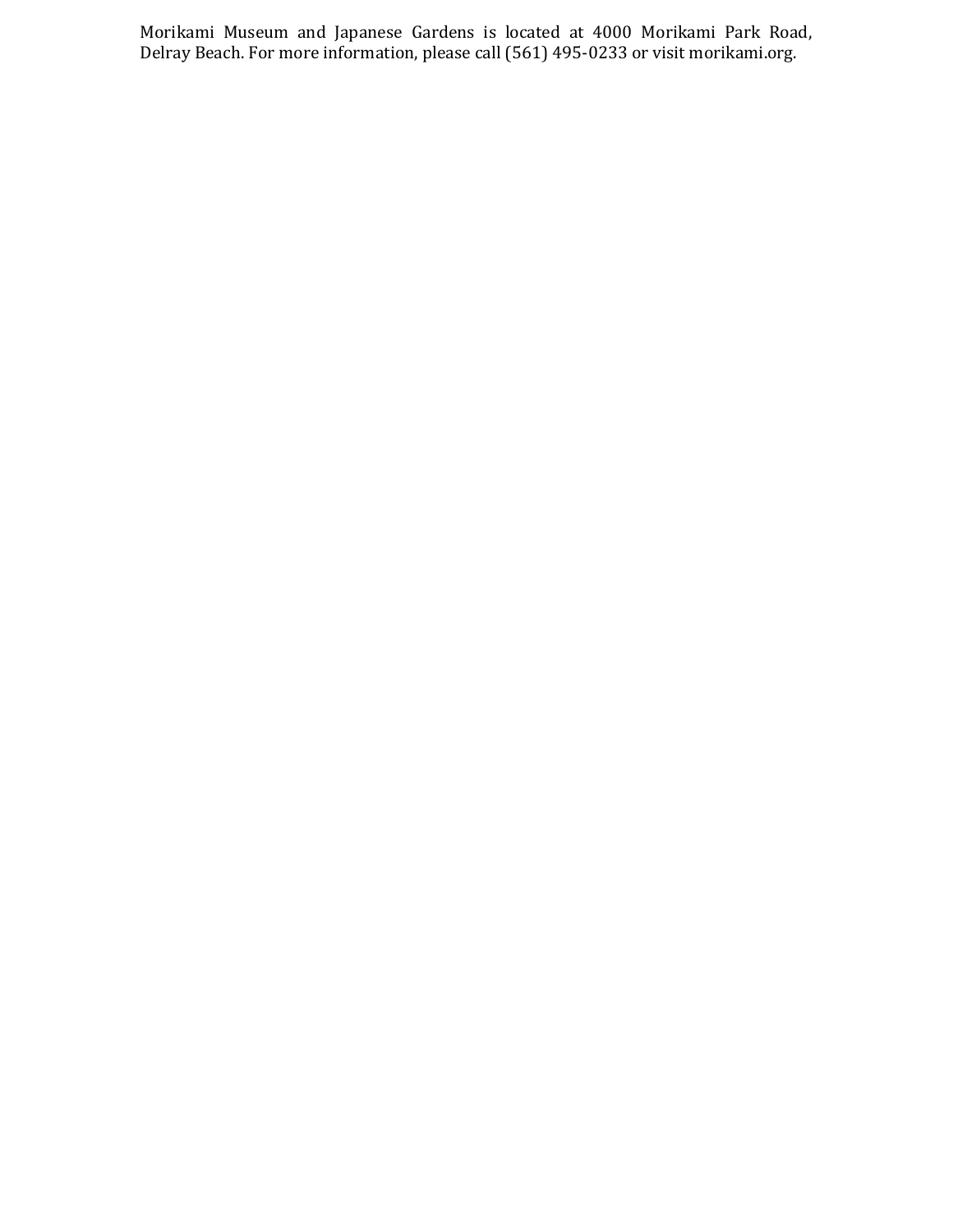Morikami Museum and Japanese Gardens is located at 4000 Morikami Park Road, Delray Beach. For more information, please call (561) 495-0233 or visit morikami.org.